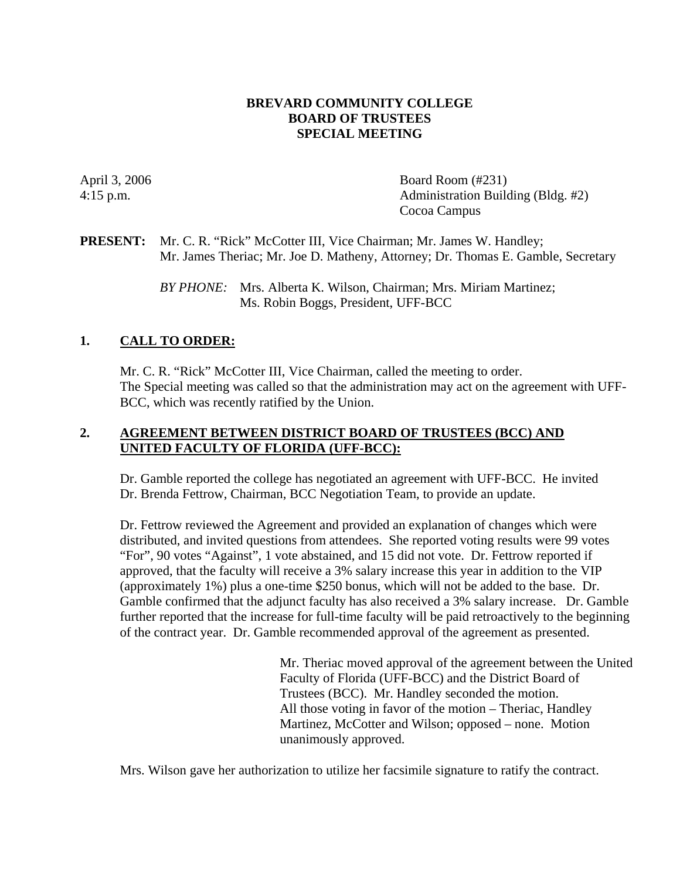# BREVARD COMMUNITY COLLEGE
## BOARD OF TRUSTEES
## SPECIAL MEETING

April 3, 2006
4:15 p.m.

Board Room (#231)
Administration Building (Bldg. #2)
Cocoa Campus

**PRESENT:** Mr. C. R. "Rick" McCotter III, Vice Chairman; Mr. James W. Handley; Mr. James Theriac; Mr. Joe D. Matheny, Attorney; Dr. Thomas E. Gamble, Secretary

*BY PHONE:* Mrs. Alberta K. Wilson, Chairman; Mrs. Miriam Martinez; Ms. Robin Boggs, President, UFF-BCC

## 1. CALL TO ORDER:

Mr. C. R. "Rick" McCotter III, Vice Chairman, called the meeting to order.
The Special meeting was called so that the administration may act on the agreement with UFF-BCC, which was recently ratified by the Union.

## 2. AGREEMENT BETWEEN DISTRICT BOARD OF TRUSTEES (BCC) AND UNITED FACULTY OF FLORIDA (UFF-BCC):

Dr. Gamble reported the college has negotiated an agreement with UFF-BCC. He invited Dr. Brenda Fettrow, Chairman, BCC Negotiation Team, to provide an update.

Dr. Fettrow reviewed the Agreement and provided an explanation of changes which were distributed, and invited questions from attendees. She reported voting results were 99 votes "For", 90 votes "Against", 1 vote abstained, and 15 did not vote. Dr. Fettrow reported if approved, that the faculty will receive a 3% salary increase this year in addition to the VIP (approximately 1%) plus a one-time $250 bonus, which will not be added to the base. Dr. Gamble confirmed that the adjunct faculty has also received a 3% salary increase. Dr. Gamble further reported that the increase for full-time faculty will be paid retroactively to the beginning of the contract year. Dr. Gamble recommended approval of the agreement as presented.

> Mr. Theriac moved approval of the agreement between the United Faculty of Florida (UFF-BCC) and the District Board of Trustees (BCC). Mr. Handley seconded the motion. All those voting in favor of the motion – Theriac, Handley Martinez, McCotter and Wilson; opposed – none. Motion unanimously approved.

Mrs. Wilson gave her authorization to utilize her facsimile signature to ratify the contract.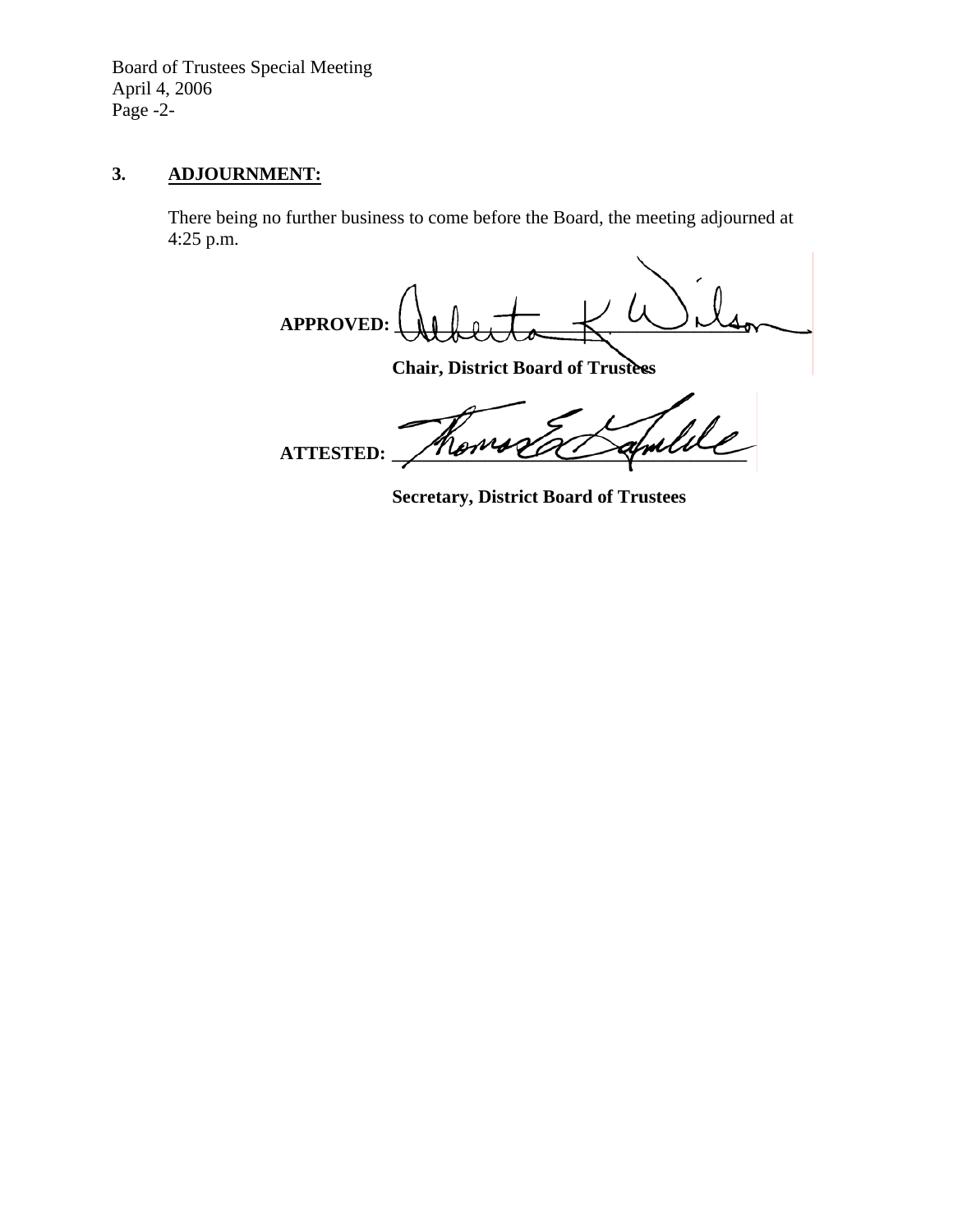### 3. ADJOURNMENT:

There being no further business to come before the Board, the meeting adjourned at 4:25 p.m.

**APPROVED:** ______________________________

**Chair, District Board of Trustees**

**ATTESTED:** ______________________________

**Secretary, District Board of Trustees**